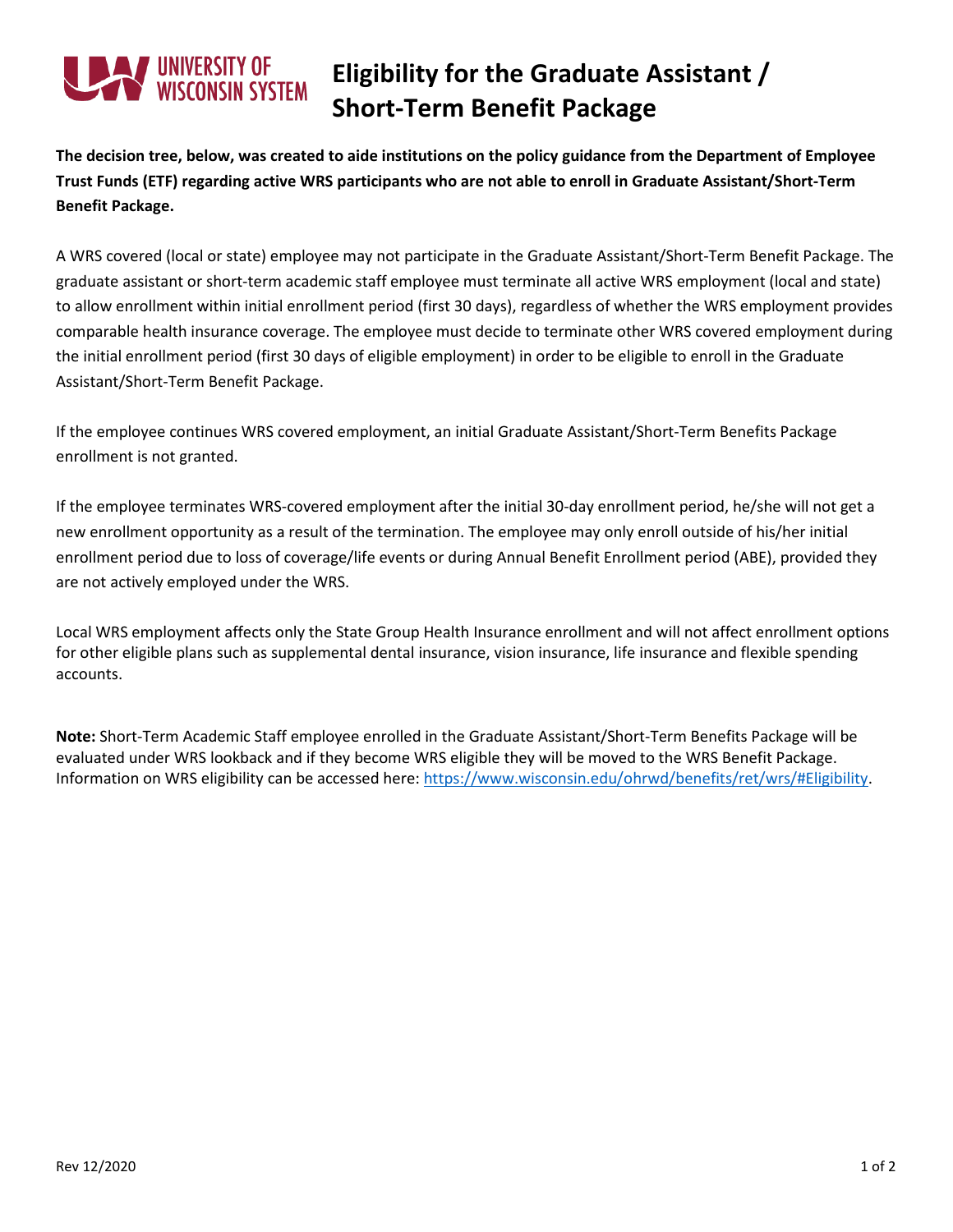# Eligibility for the Graduate Assistant / Short-Term Benefit Package

**The decision tree, below, was created to aide institutions on the policy guidance from the Department of Employee Trust Funds (ETF) regarding active WRS participants who are not able to enroll in Graduate Assistant/Short-Term Benefit Package.**

A WRS covered (local or state) employee may not participate in the Graduate Assistant/Short-Term Benefit Package. The graduate assistant or short-term academic staff employee must terminate all active WRS employment (local and state) to allow enrollment within initial enrollment period (first 30 days), regardless of whether the WRS employment provides comparable health insurance coverage. The employee must decide to terminate other WRS covered employment during the initial enrollment period (first 30 days of eligible employment) in order to be eligible to enroll in the Graduate Assistant/Short-Term Benefit Package.

If the employee continues WRS covered employment, an initial Graduate Assistant/Short-Term Benefits Package enrollment is not granted.

If the employee terminates WRS-covered employment after the initial 30-day enrollment period, he/she will not get a new enrollment opportunity as a result of the termination. The employee may only enroll outside of his/her initial enrollment period due to loss of coverage/life events or during Annual Benefit Enrollment period (ABE), provided they are not actively employed under the WRS.

Local WRS employment affects only the State Group Health Insurance enrollment and will not affect enrollment options for other eligible plans such as supplemental dental insurance, vision insurance, life insurance and flexible spending accounts.

**Note:** Short-Term Academic Staff employee enrolled in the Graduate Assistant/Short-Term Benefits Package will be evaluated under WRS lookback and if they become WRS eligible they will be moved to the WRS Benefit Package. Information on WRS eligibility can be accessed here: [https://www.wisconsin.edu/ohrwd/benefits/ret/wrs/#Eligibility](https://www.wisconsin.edu/ohrwd/benefits/ret/wrs/#Eligibility).

Rev 12/2020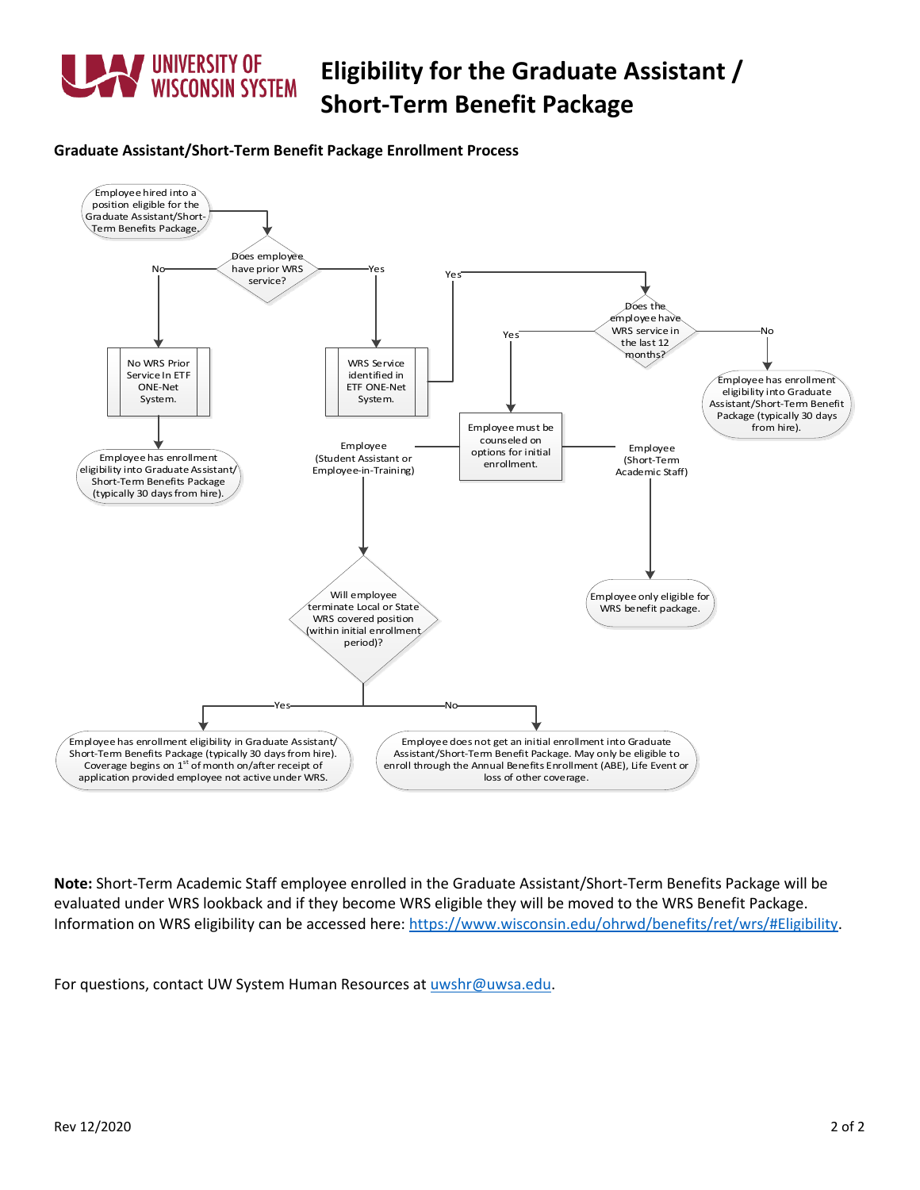# Eligibility for the Graduate Assistant / Short-Term Benefit Package

## Graduate Assistant/Short-Term Benefit Package Enrollment Process

Employee hired into a position eligible for the Graduate Assistant/Short-Term Benefits Package.

Does employee have prior WRS service?

No

Yes

No WRS Prior Service In ETF ONE-Net System.

Employee has enrollment eligibility into Graduate Assistant/ Short-Term Benefits Package (typically 30 days from hire).

WRS Service identified in ETF ONE-Net System.

Yes

Does the employee have WRS service in the last 12 months?

Yes

No

Employee has enrollment eligibility into Graduate Assistant/Short-Term Benefit Package (typically 30 days from hire).

Employee must be counseled on options for initial enrollment.

Employee (Student Assistant or Employee-in-Training)

Employee (Short-Term Academic Staff)

Employee only eligible for WRS benefit package.

Will employee terminate Local or State WRS covered position (within initial enrollment period)?

Yes

No

Employee has enrollment eligibility in Graduate Assistant/ Short-Term Benefits Package (typically 30 days from hire). Coverage begins on 1st of month on/after receipt of application provided employee not active under WRS.

Employee does not get an initial enrollment into Graduate Assistant/Short-Term Benefit Package. May only be eligible to enroll through the Annual Benefits Enrollment (ABE), Life Event or loss of other coverage.

**Note:** Short-Term Academic Staff employee enrolled in the Graduate Assistant/Short-Term Benefits Package will be evaluated under WRS lookback and if they become WRS eligible they will be moved to the WRS Benefit Package. Information on WRS eligibility can be accessed here: https://www.wisconsin.edu/ohrwd/benefits/ret/wrs/#Eligibility.

For questions, contact UW System Human Resources at uwshr@uwsa.edu.

Rev 12/2020